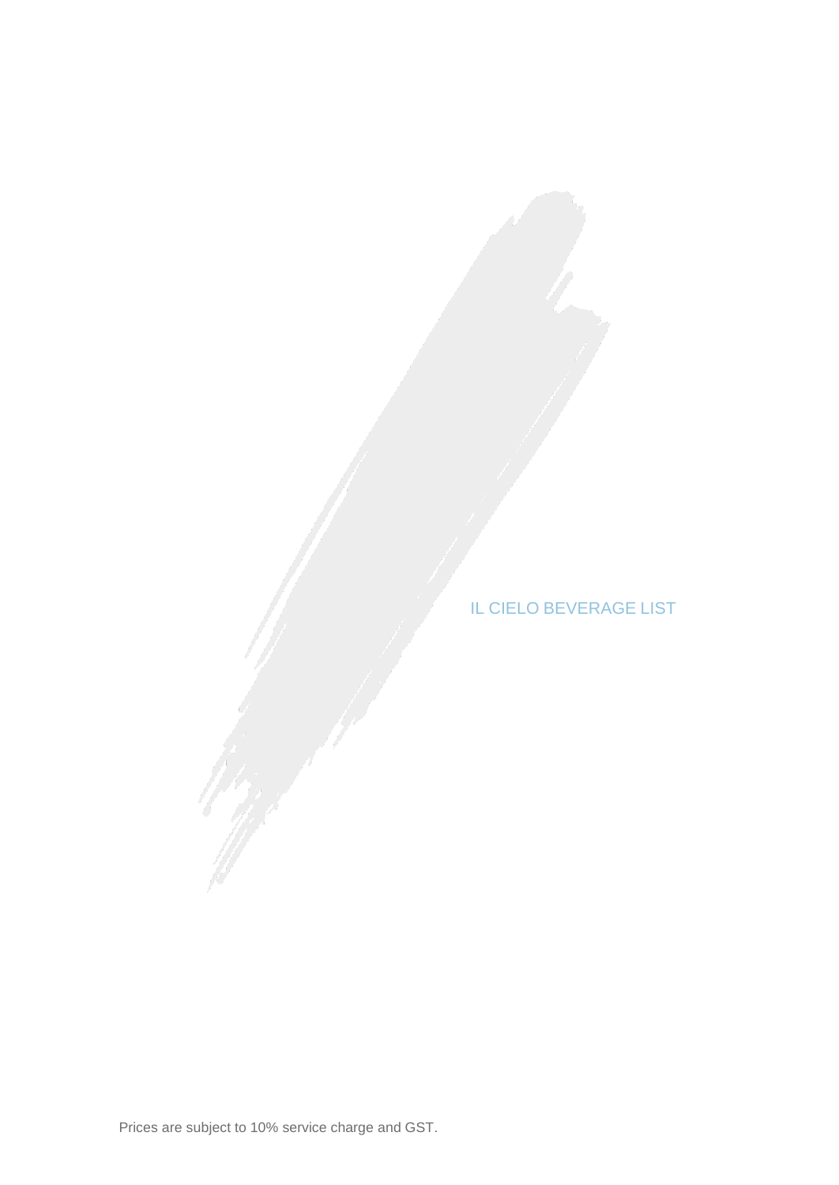# IL CIELO BEVERAGE LIST

Prices are subject to 10% service charge and GST.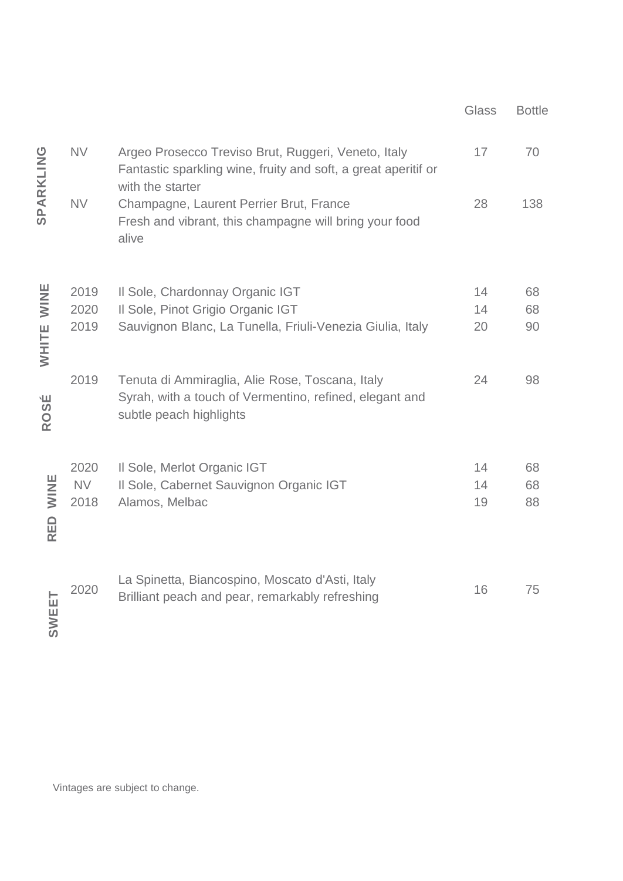| | | | Glass | Bottle |
|---|---|---|---|---|
| **SPARKLING** | NV | Argeo Prosecco Treviso Brut, Ruggeri, Veneto, Italy<br>Fantastic sparkling wine, fruity and soft, a great aperitif or with the starter | 17 | 70 |
| | NV | Champagne, Laurent Perrier Brut, France<br>Fresh and vibrant, this champagne will bring your food alive | 28 | 138 |
| **WHITE WINE** | 2019 | Il Sole, Chardonnay Organic IGT | 14 | 68 |
| | 2020 | Il Sole, Pinot Grigio Organic IGT | 14 | 68 |
| | 2019 | Sauvignon Blanc, La Tunella, Friuli-Venezia Giulia, Italy | 20 | 90 |
| **ROSÉ** | 2019 | Tenuta di Ammiraglia, Alie Rose, Toscana, Italy<br>Syrah, with a touch of Vermentino, refined, elegant and subtle peach highlights | 24 | 98 |
| **RED WINE** | 2020 | Il Sole, Merlot Organic IGT | 14 | 68 |
| | NV | Il Sole, Cabernet Sauvignon Organic IGT | 14 | 68 |
| | 2018 | Alamos, Melbac | 19 | 88 |
| **SWEET** | 2020 | La Spinetta, Biancospino, Moscato d'Asti, Italy<br>Brilliant peach and pear, remarkably refreshing | 16 | 75 |

Vintages are subject to change.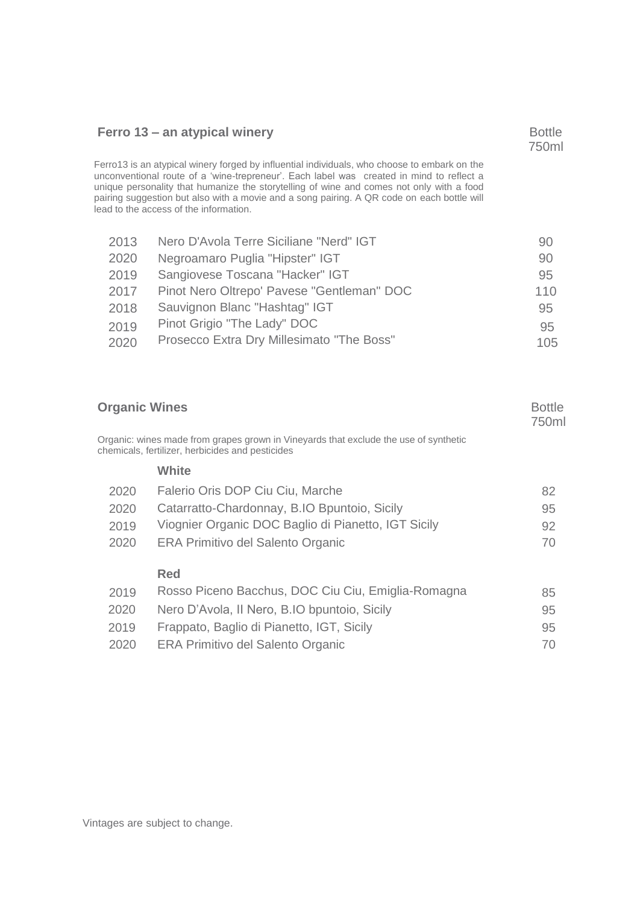## Ferro 13 – an atypical winery

Ferro13 is an atypical winery forged by influential individuals, who choose to embark on the unconventional route of a 'wine-trepreneur'. Each label was created in mind to reflect a unique personality that humanize the storytelling of wine and comes not only with a food pairing suggestion but also with a movie and a song pairing. A QR code on each bottle will lead to the access of the information.

| Vintage | Wine | Bottle 750ml |
|---|---|---|
| 2013 | Nero D'Avola Terre Siciliane "Nerd" IGT | 90 |
| 2020 | Negroamaro Puglia "Hipster" IGT | 90 |
| 2019 | Sangiovese Toscana "Hacker" IGT | 95 |
| 2017 | Pinot Nero Oltrepo' Pavese "Gentleman" DOC | 110 |
| 2018 | Sauvignon Blanc "Hashtag" IGT | 95 |
| 2019 | Pinot Grigio "The Lady" DOC | 95 |
| 2020 | Prosecco Extra Dry Millesimato "The Boss" | 105 |

## Organic Wines

Organic: wines made from grapes grown in Vineyards that exclude the use of synthetic chemicals, fertilizer, herbicides and pesticides

| Vintage | Wine | Bottle 750ml |
|---|---|---|
| | **White** | |
| 2020 | Falerio Oris DOP Ciu Ciu, Marche | 82 |
| 2020 | Catarratto-Chardonnay, B.IO Bpuntoio, Sicily | 95 |
| 2019 | Viognier Organic DOC Baglio di Pianetto, IGT Sicily | 92 |
| 2020 | ERA Primitivo del Salento Organic | 70 |
| | **Red** | |
| 2019 | Rosso Piceno Bacchus, DOC Ciu Ciu, Emiglia-Romagna | 85 |
| 2020 | Nero D'Avola, Il Nero, B.IO bpuntoio, Sicily | 95 |
| 2019 | Frappato, Baglio di Pianetto, IGT, Sicily | 95 |
| 2020 | ERA Primitivo del Salento Organic | 70 |

Vintages are subject to change.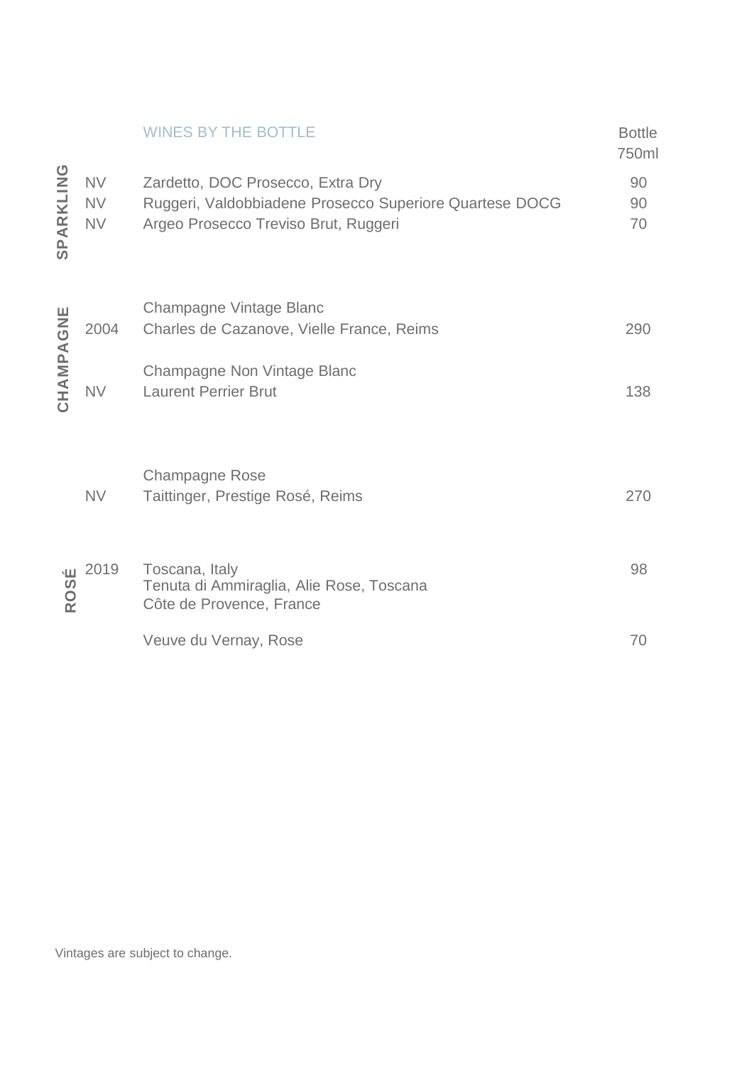## WINES BY THE BOTTLE

| | Vintage | Wine | Bottle 750ml |
|---|---|---|---|
| **SPARKLING** | NV | Zardetto, DOC Prosecco, Extra Dry | 90 |
| | NV | Ruggeri, Valdobbiadene Prosecco Superiore Quartese DOCG | 90 |
| | NV | Argeo Prosecco Treviso Brut, Ruggeri | 70 |
| **CHAMPAGNE** | | Champagne Vintage Blanc | |
| | 2004 | Charles de Cazanove, Vielle France, Reims | 290 |
| | | Champagne Non Vintage Blanc | |
| | NV | Laurent Perrier Brut | 138 |
| | | Champagne Rose | |
| | NV | Taittinger, Prestige Rosé, Reims | 270 |
| **ROSÉ** | 2019 | Toscana, Italy<br>Tenuta di Ammiraglia, Alie Rose, Toscana | 98 |
| | | Côte de Provence, France | |
| | | Veuve du Vernay, Rose | 70 |

Vintages are subject to change.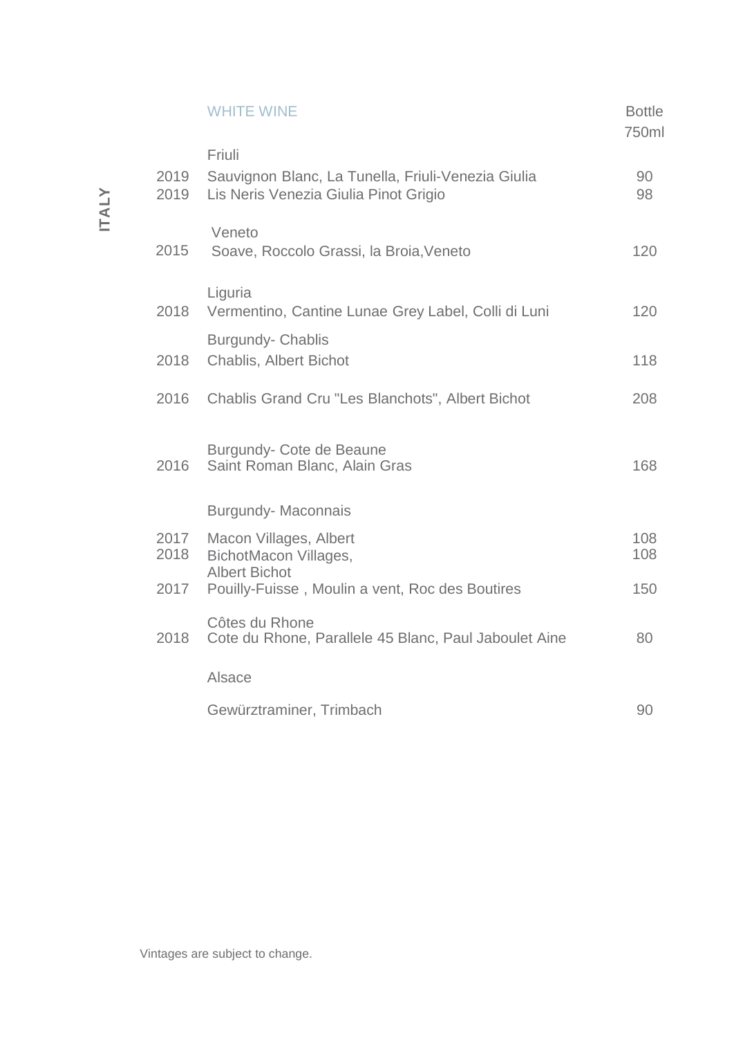ITALY

| | WHITE WINE | Bottle 750ml |
|---|---|---|
| | **Friuli** | |
| 2019 | Sauvignon Blanc, La Tunella, Friuli-Venezia Giulia | 90 |
| 2019 | Lis Neris Venezia Giulia Pinot Grigio | 98 |
| | **Veneto** | |
| 2015 | Soave, Roccolo Grassi, la Broia,Veneto | 120 |
| | **Liguria** | |
| 2018 | Vermentino, Cantine Lunae Grey Label, Colli di Luni | 120 |
| | **Burgundy- Chablis** | |
| 2018 | Chablis, Albert Bichot | 118 |
| 2016 | Chablis Grand Cru "Les Blanchots", Albert Bichot | 208 |
| | **Burgundy- Cote de Beaune** | |
| 2016 | Saint Roman Blanc, Alain Gras | 168 |
| | **Burgundy- Maconnais** | |
| 2017 | Macon Villages, Albert | 108 |
| 2018 | BichotMacon Villages, Albert Bichot | 108 |
| 2017 | Pouilly-Fuisse , Moulin a vent, Roc des Boutires | 150 |
| | **Côtes du Rhone** | |
| 2018 | Cote du Rhone, Parallele 45 Blanc, Paul Jaboulet Aine | 80 |
| | **Alsace** | |
| | Gewürztraminer, Trimbach | 90 |

Vintages are subject to change.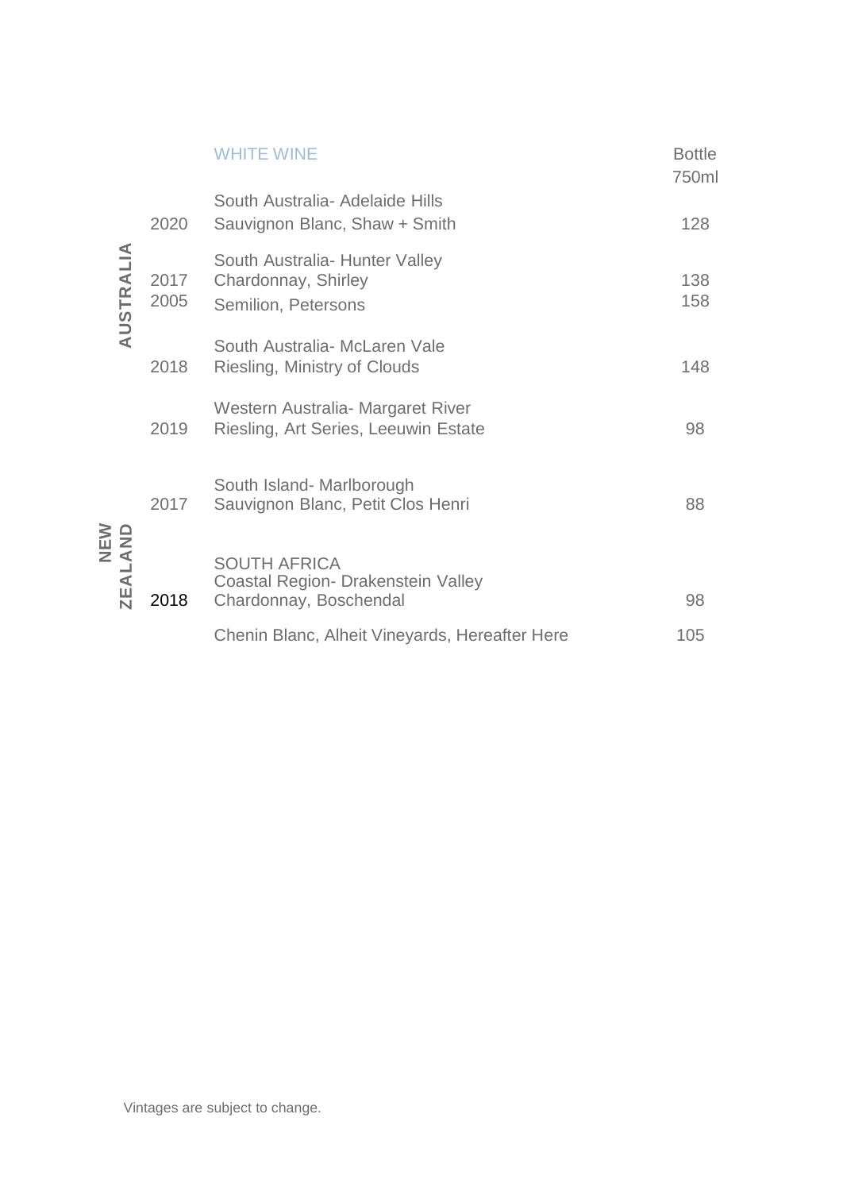## WHITE WINE

| | Vintage | Wine | Bottle 750ml |
|---|---|---|---|
| AUSTRALIA | | South Australia- Adelaide Hills | |
| | 2020 | Sauvignon Blanc, Shaw + Smith | 128 |
| | | South Australia- Hunter Valley | |
| | 2017 | Chardonnay, Shirley | 138 |
| | 2005 | Semilion, Petersons | 158 |
| | | South Australia- McLaren Vale | |
| | 2018 | Riesling, Ministry of Clouds | 148 |
| | | Western Australia- Margaret River | |
| | 2019 | Riesling, Art Series, Leeuwin Estate | 98 |
| NEW ZEALAND | | South Island- Marlborough | |
| | 2017 | Sauvignon Blanc, Petit Clos Henri | 88 |
| | | SOUTH AFRICA | |
| | | Coastal Region- Drakenstein Valley | |
| | 2018 | Chardonnay, Boschendal | 98 |
| | | Chenin Blanc, Alheit Vineyards, Hereafter Here | 105 |

Vintages are subject to change.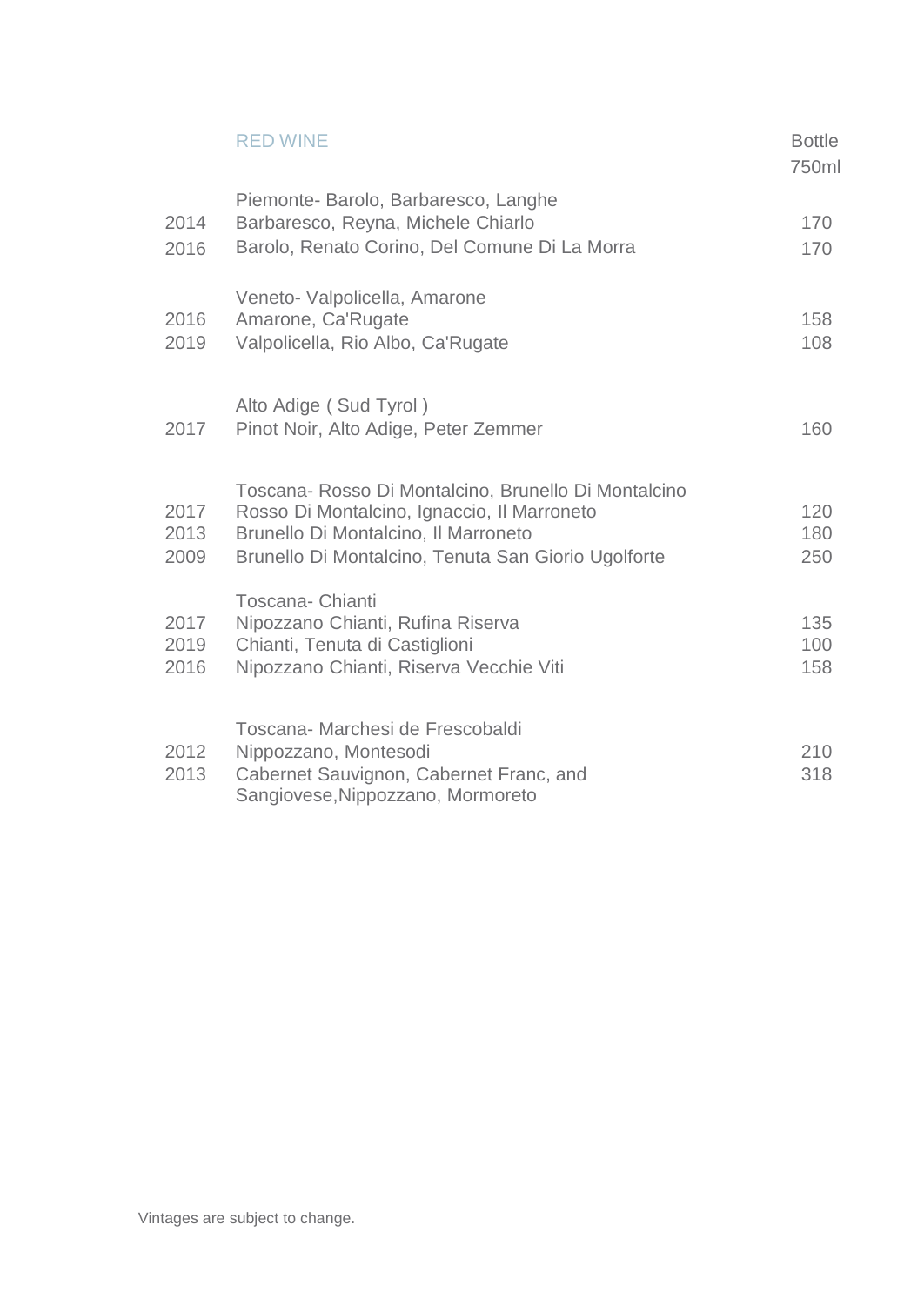## RED WINE

| Vintage | Wine | Bottle 750ml |
|---|---|---|
| | **Piemonte- Barolo, Barbaresco, Langhe** | |
| 2014 | Barbaresco, Reyna, Michele Chiarlo | 170 |
| 2016 | Barolo, Renato Corino, Del Comune Di La Morra | 170 |
| | **Veneto- Valpolicella, Amarone** | |
| 2016 | Amarone, Ca'Rugate | 158 |
| 2019 | Valpolicella, Rio Albo, Ca'Rugate | 108 |
| | **Alto Adige ( Sud Tyrol )** | |
| 2017 | Pinot Noir, Alto Adige, Peter Zemmer | 160 |
| | **Toscana- Rosso Di Montalcino, Brunello Di Montalcino** | |
| 2017 | Rosso Di Montalcino, Ignaccio, Il Marroneto | 120 |
| 2013 | Brunello Di Montalcino, Il Marroneto | 180 |
| 2009 | Brunello Di Montalcino, Tenuta San Giorio Ugolforte | 250 |
| | **Toscana- Chianti** | |
| 2017 | Nipozzano Chianti, Rufina Riserva | 135 |
| 2019 | Chianti, Tenuta di Castiglioni | 100 |
| 2016 | Nipozzano Chianti, Riserva Vecchie Viti | 158 |
| | **Toscana- Marchesi de Frescobaldi** | |
| 2012 | Nippozzano, Montesodi | 210 |
| 2013 | Cabernet Sauvignon, Cabernet Franc, and Sangiovese,Nippozzano, Mormoreto | 318 |

Vintages are subject to change.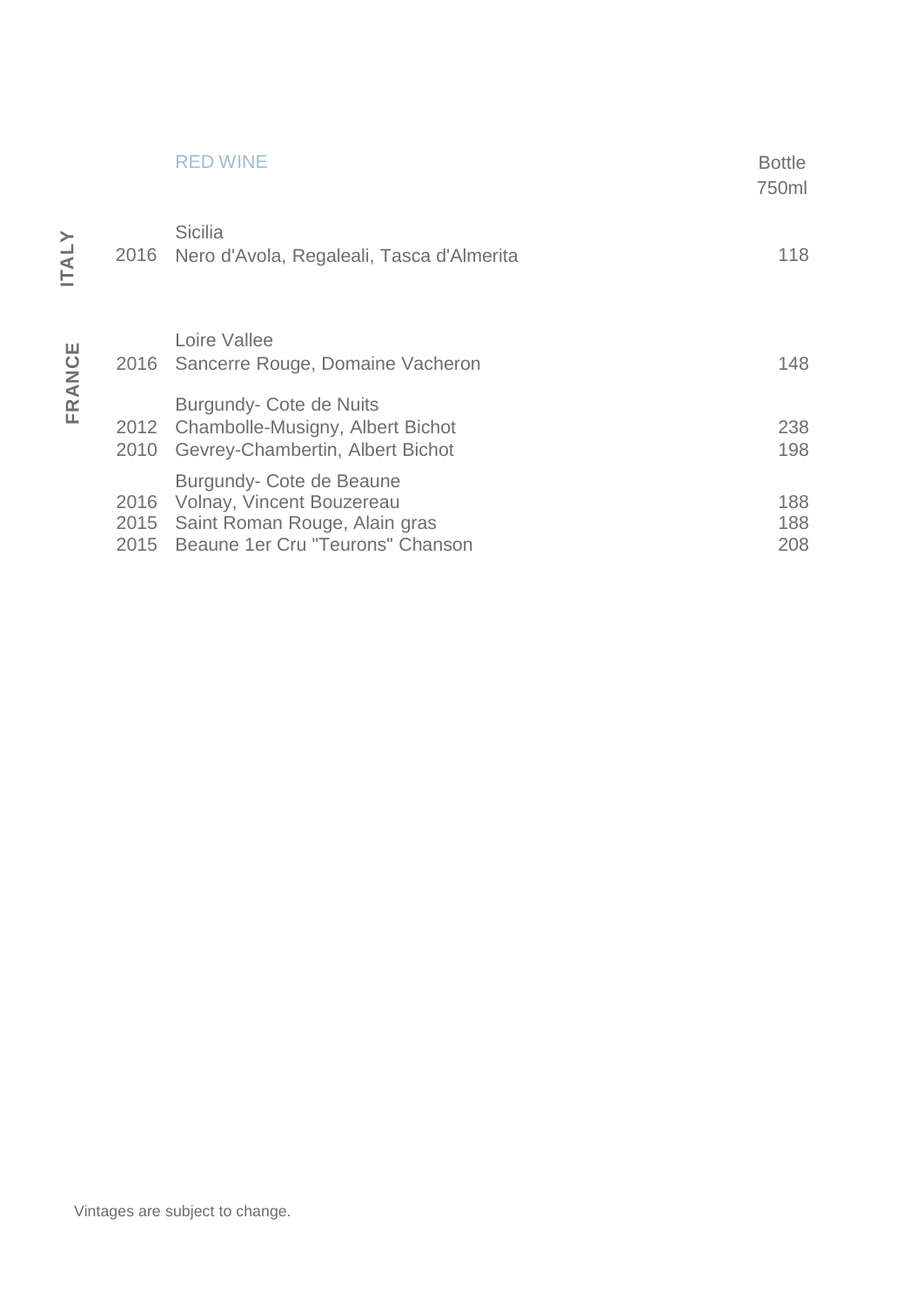## RED WINE

| Country | Vintage | Wine | Bottle 750ml |
|---|---|---|---|
| ITALY | | Sicilia | |
| | 2016 | Nero d'Avola, Regaleali, Tasca d'Almerita | 118 |
| FRANCE | | Loire Vallee | |
| | 2016 | Sancerre Rouge, Domaine Vacheron | 148 |
| | | Burgundy- Cote de Nuits | |
| | 2012 | Chambolle-Musigny, Albert Bichot | 238 |
| | 2010 | Gevrey-Chambertin, Albert Bichot | 198 |
| | | Burgundy- Cote de Beaune | |
| | 2016 | Volnay, Vincent Bouzereau | 188 |
| | 2015 | Saint Roman Rouge, Alain gras | 188 |
| | 2015 | Beaune 1er Cru "Teurons" Chanson | 208 |

Vintages are subject to change.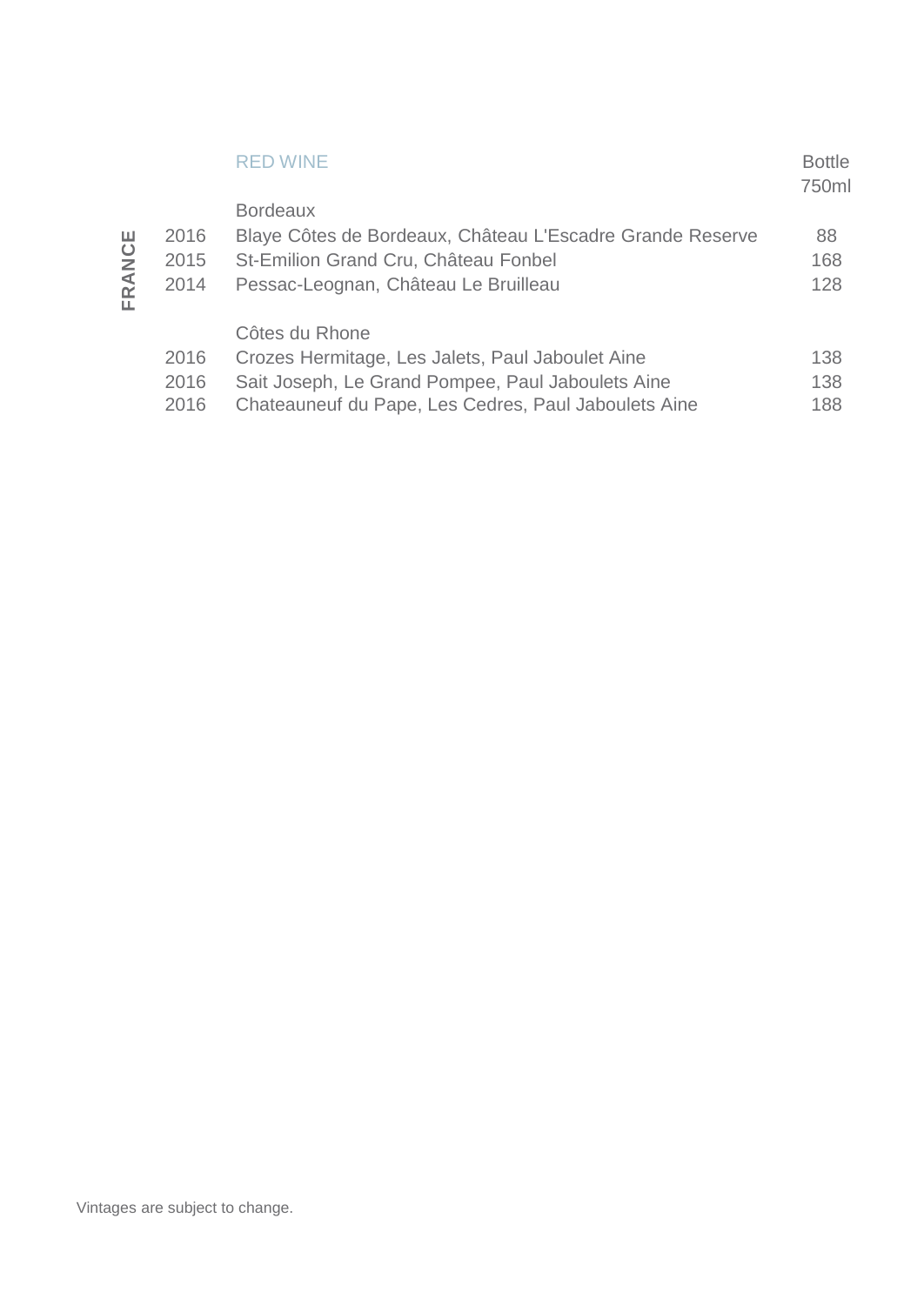## RED WINE

**FRANCE**

| | | Bottle 750ml |
|---|---|---|
| | **Bordeaux** | |
| 2016 | Blaye Côtes de Bordeaux, Château L'Escadre Grande Reserve | 88 |
| 2015 | St-Emilion Grand Cru, Château Fonbel | 168 |
| 2014 | Pessac-Leognan, Château Le Bruilleau | 128 |
| | | |
| | **Côtes du Rhone** | |
| 2016 | Crozes Hermitage, Les Jalets, Paul Jaboulet Aine | 138 |
| 2016 | Sait Joseph, Le Grand Pompee, Paul Jaboulets Aine | 138 |
| 2016 | Chateauneuf du Pape, Les Cedres, Paul Jaboulets Aine | 188 |

Vintages are subject to change.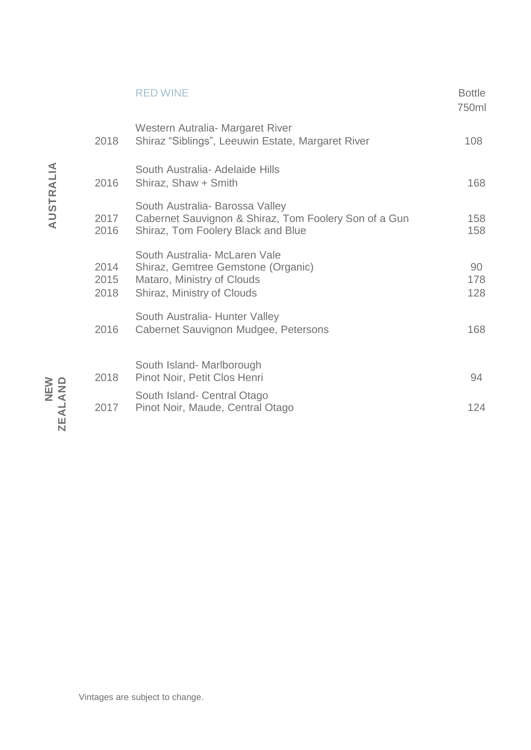## RED WINE

| | | Region / Wine | Bottle 750ml |
|---|---|---|---|
| **AUSTRALIA** | | Western Autralia- Margaret River | |
| | 2018 | Shiraz “Siblings”, Leeuwin Estate, Margaret River | 108 |
| | | South Australia- Adelaide Hills | |
| | 2016 | Shiraz, Shaw + Smith | 168 |
| | | South Australia- Barossa Valley | |
| | 2017 | Cabernet Sauvignon & Shiraz, Tom Foolery Son of a Gun | 158 |
| | 2016 | Shiraz, Tom Foolery Black and Blue | 158 |
| | | South Australia- McLaren Vale | |
| | 2014 | Shiraz, Gemtree Gemstone (Organic) | 90 |
| | 2015 | Mataro, Ministry of Clouds | 178 |
| | 2018 | Shiraz, Ministry of Clouds | 128 |
| | | South Australia- Hunter Valley | |
| | 2016 | Cabernet Sauvignon Mudgee, Petersons | 168 |
| **NEW ZEALAND** | | South Island- Marlborough | |
| | 2018 | Pinot Noir, Petit Clos Henri | 94 |
| | | South Island- Central Otago | |
| | 2017 | Pinot Noir, Maude, Central Otago | 124 |

Vintages are subject to change.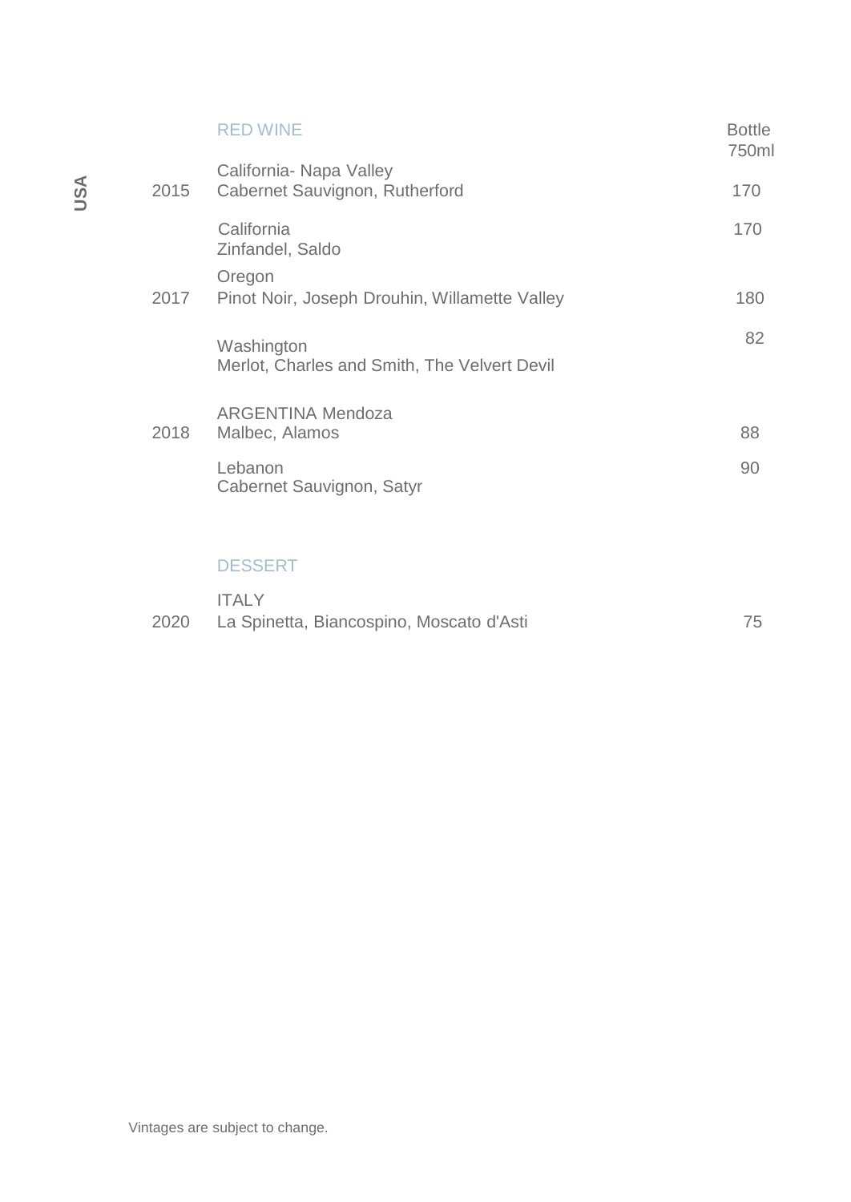**USA**

## RED WINE

| Vintage | Wine | Bottle 750ml |
|---|---|---|
| 2015 | California- Napa Valley<br>Cabernet Sauvignon, Rutherford | 170 |
| | California<br>Zinfandel, Saldo | 170 |
| 2017 | Oregon<br>Pinot Noir, Joseph Drouhin, Willamette Valley | 180 |
| | Washington<br>Merlot, Charles and Smith, The Velvert Devil | 82 |
| 2018 | ARGENTINA Mendoza<br>Malbec, Alamos | 88 |
| | Lebanon<br>Cabernet Sauvignon, Satyr | 90 |

## DESSERT

| Vintage | Wine | Bottle 750ml |
|---|---|---|
| 2020 | ITALY<br>La Spinetta, Biancospino, Moscato d'Asti | 75 |

Vintages are subject to change.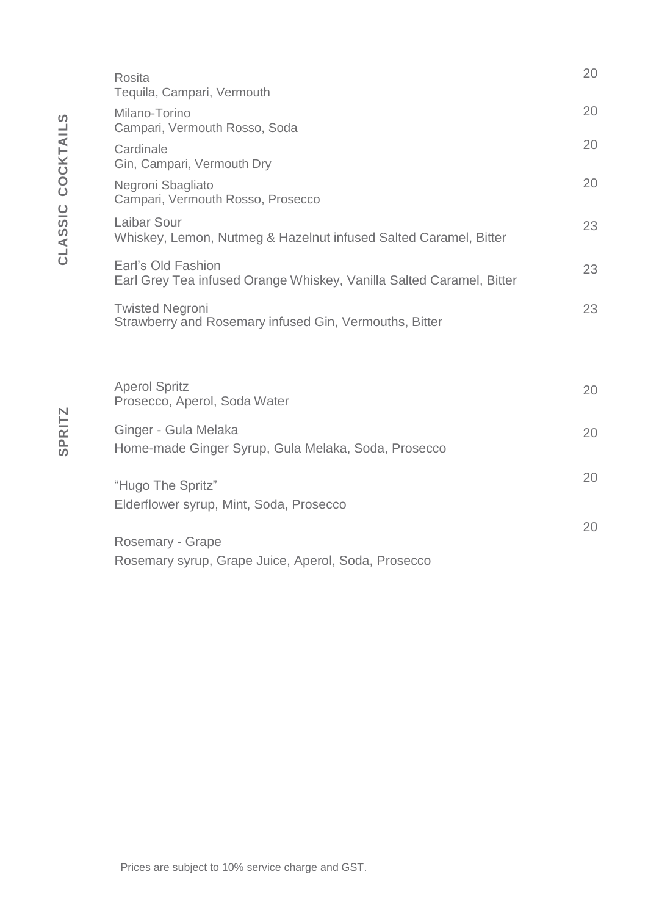## CLASSIC COCKTAILS

| Item | Price |
| --- | --- |
| Rosita<br>Tequila, Campari, Vermouth | 20 |
| Milano-Torino<br>Campari, Vermouth Rosso, Soda | 20 |
| Cardinale<br>Gin, Campari, Vermouth Dry | 20 |
| Negroni Sbagliato<br>Campari, Vermouth Rosso, Prosecco | 20 |
| Laibar Sour<br>Whiskey, Lemon, Nutmeg & Hazelnut infused Salted Caramel, Bitter | 23 |
| Earl's Old Fashion<br>Earl Grey Tea infused Orange Whiskey, Vanilla Salted Caramel, Bitter | 23 |
| Twisted Negroni<br>Strawberry and Rosemary infused Gin, Vermouths, Bitter | 23 |

## SPRITZ

| Item | Price |
| --- | --- |
| Aperol Spritz<br>Prosecco, Aperol, Soda Water | 20 |
| Ginger - Gula Melaka<br>Home-made Ginger Syrup, Gula Melaka, Soda, Prosecco | 20 |
| "Hugo The Spritz"<br>Elderflower syrup, Mint, Soda, Prosecco | 20 |
| Rosemary - Grape<br>Rosemary syrup, Grape Juice, Aperol, Soda, Prosecco | 20 |

Prices are subject to 10% service charge and GST.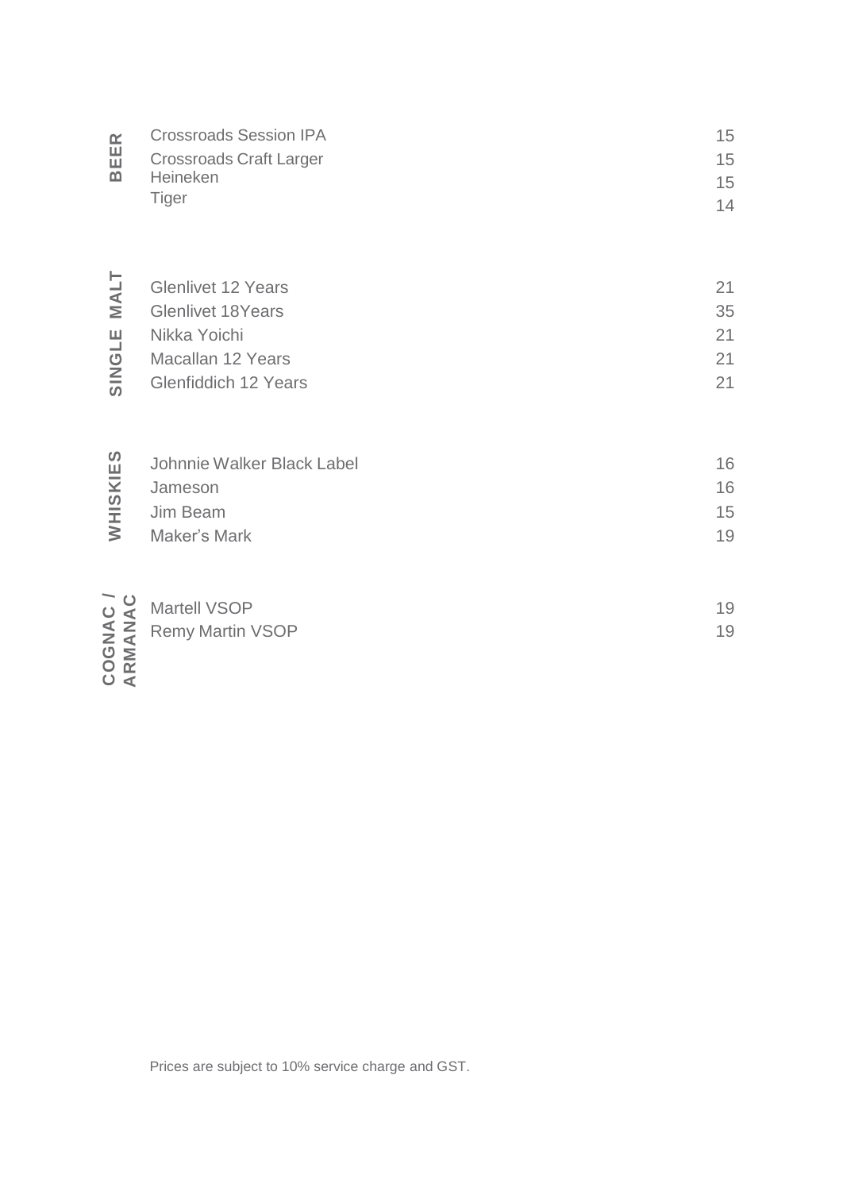## BEER

| Item | Price |
|---|---|
| Crossroads Session IPA | 15 |
| Crossroads Craft Larger | 15 |
| Heineken | 15 |
| Tiger | 14 |

## SINGLE MALT

| Item | Price |
|---|---|
| Glenlivet 12 Years | 21 |
| Glenlivet 18Years | 35 |
| Nikka Yoichi | 21 |
| Macallan 12 Years | 21 |
| Glenfiddich 12 Years | 21 |

## WHISKIES

| Item | Price |
|---|---|
| Johnnie Walker Black Label | 16 |
| Jameson | 16 |
| Jim Beam | 15 |
| Maker's Mark | 19 |

## COGNAC / ARMANAC

| Item | Price |
|---|---|
| Martell VSOP | 19 |
| Remy Martin VSOP | 19 |

Prices are subject to 10% service charge and GST.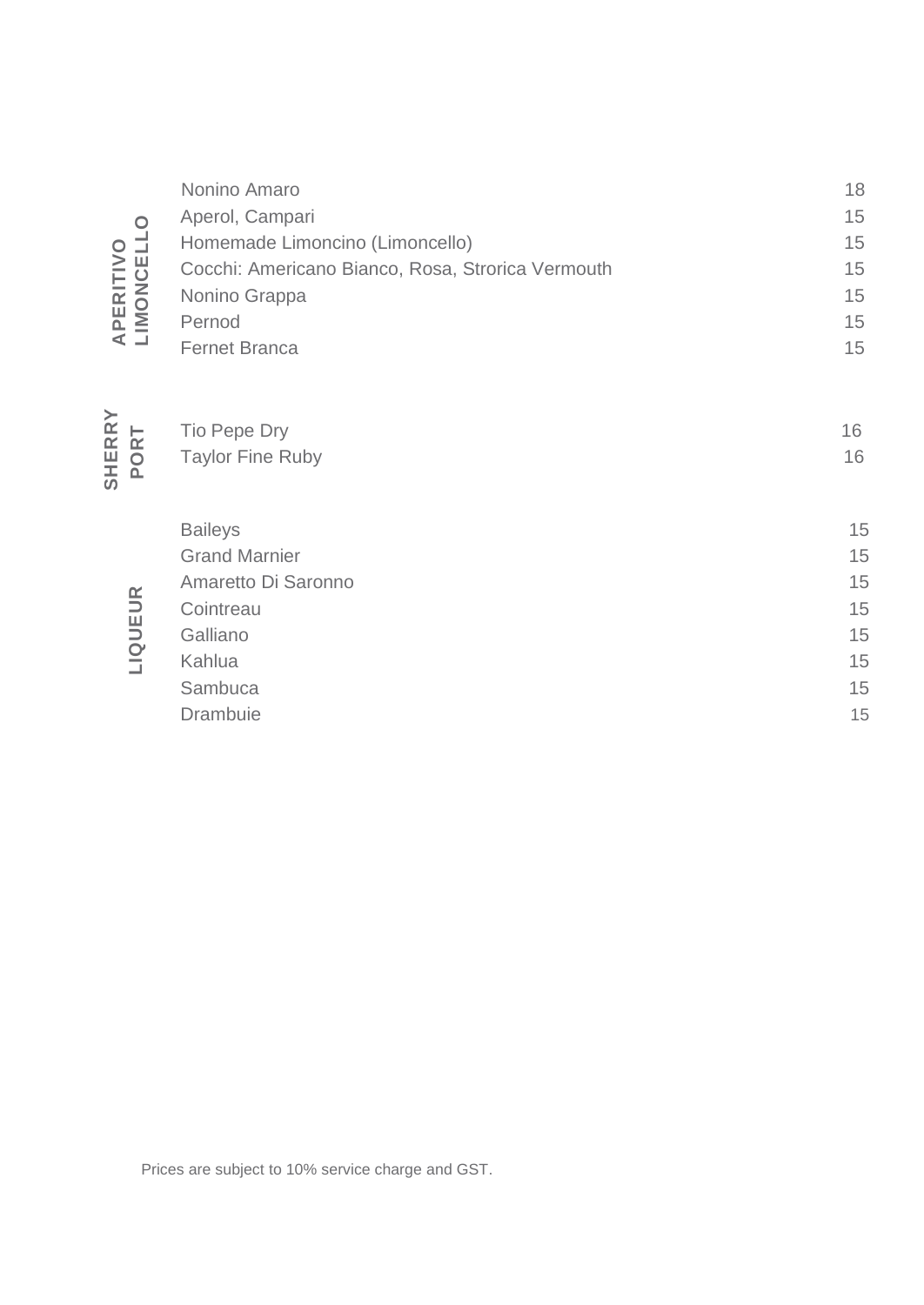## APERITIVO / LIMONCELLO

| Item | Price |
|---|---|
| Nonino Amaro | 18 |
| Aperol, Campari | 15 |
| Homemade Limoncino (Limoncello) | 15 |
| Cocchi: Americano Bianco, Rosa, Strorica Vermouth | 15 |
| Nonino Grappa | 15 |
| Pernod | 15 |
| Fernet Branca | 15 |

## SHERRY / PORT

| Item | Price |
|---|---|
| Tio Pepe Dry | 16 |
| Taylor Fine Ruby | 16 |

## LIQUEUR

| Item | Price |
|---|---|
| Baileys | 15 |
| Grand Marnier | 15 |
| Amaretto Di Saronno | 15 |
| Cointreau | 15 |
| Galliano | 15 |
| Kahlua | 15 |
| Sambuca | 15 |
| Drambuie | 15 |

Prices are subject to 10% service charge and GST.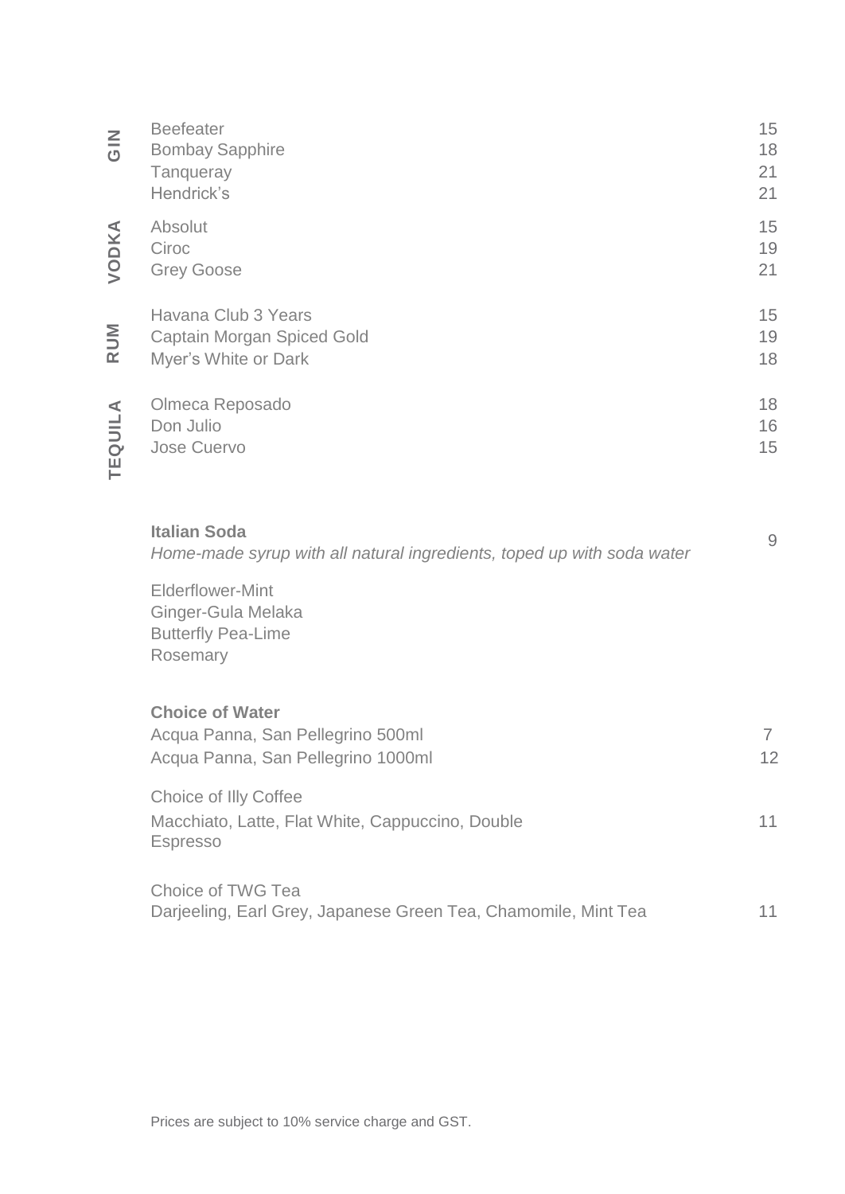## GIN

| | |
|---|---|
| Beefeater | 15 |
| Bombay Sapphire | 18 |
| Tanqueray | 21 |
| Hendrick's | 21 |

## VODKA

| | |
|---|---|
| Absolut | 15 |
| Ciroc | 19 |
| Grey Goose | 21 |

## RUM

| | |
|---|---|
| Havana Club 3 Years | 15 |
| Captain Morgan Spiced Gold | 19 |
| Myer's White or Dark | 18 |

## TEQUILA

| | |
|---|---|
| Olmeca Reposado | 18 |
| Don Julio | 16 |
| Jose Cuervo | 15 |

**Italian Soda** — 9

*Home-made syrup with all natural ingredients, toped up with soda water*

Elderflower-Mint
Ginger-Gula Melaka
Butterfly Pea-Lime
Rosemary

**Choice of Water**

| | |
|---|---|
| Acqua Panna, San Pellegrino 500ml | 7 |
| Acqua Panna, San Pellegrino 1000ml | 12 |

Choice of Illy Coffee

| | |
|---|---|
| Macchiato, Latte, Flat White, Cappuccino, Double Espresso | 11 |

Choice of TWG Tea

| | |
|---|---|
| Darjeeling, Earl Grey, Japanese Green Tea, Chamomile, Mint Tea | 11 |

Prices are subject to 10% service charge and GST.